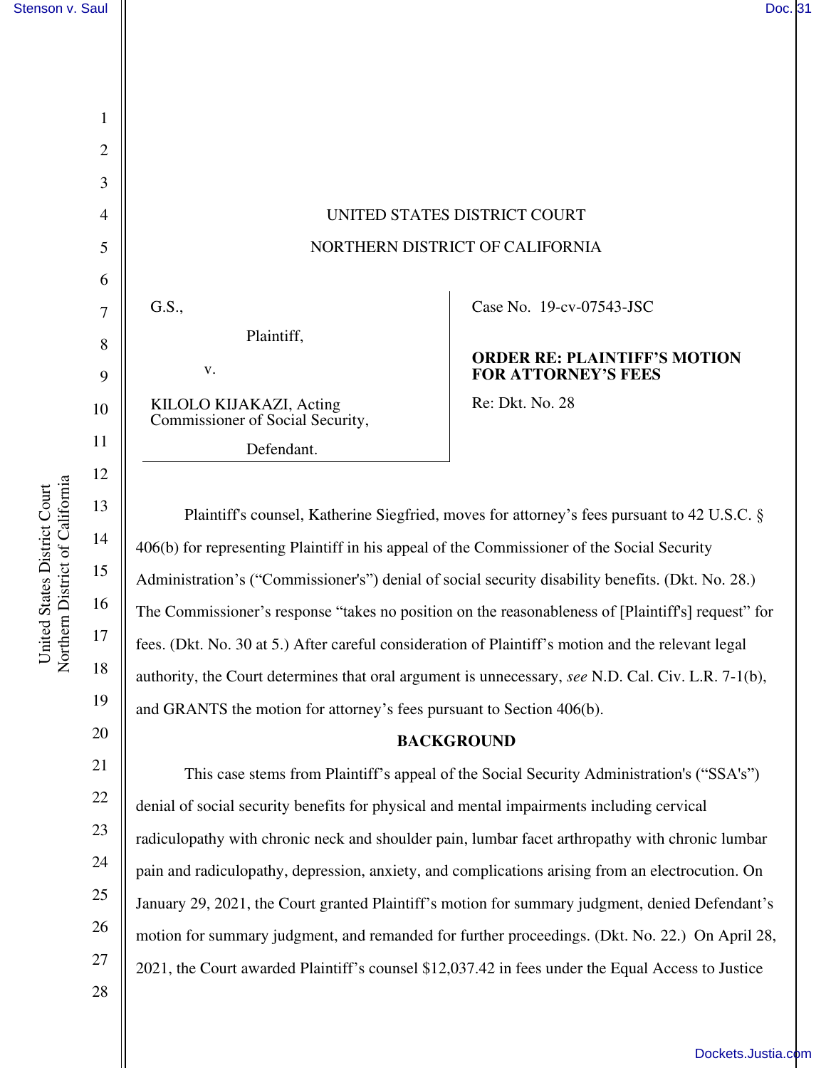UNITED STATES DISTRICT COURT

NORTHERN DISTRICT OF CALIFORNIA

G.S.,

Plaintiff,

v.

KILOLO KIJAKAZI, Acting Commissioner of Social Security,

Defendant.

Case No. 19-cv-07543-JSC

**ORDER RE: PLAINTIFF'S MOTION FOR ATTORNEY'S FEES**

Re: Dkt. No. 28

Plaintiff's counsel, Katherine Siegfried, moves for attorney's fees pursuant to 42 U.S.C. § 406(b) for representing Plaintiff in his appeal of the Commissioner of the Social Security Administration's ("Commissioner's") denial of social security disability benefits. (Dkt. No. 28.) The Commissioner's response "takes no position on the reasonableness of [Plaintiff's] request" for fees. (Dkt. No. 30 at 5.) After careful consideration of Plaintiff's motion and the relevant legal authority, the Court determines that oral argument is unnecessary, *see* N.D. Cal. Civ. L.R. 7-1(b), and GRANTS the motion for attorney's fees pursuant to Section 406(b).

## BACKGROUND

This case stems from Plaintiff's appeal of the Social Security Administration's ("SSA's") denial of social security benefits for physical and mental impairments including cervical radiculopathy with chronic neck and shoulder pain, lumbar facet arthropathy with chronic lumbar pain and radiculopathy, depression, anxiety, and complications arising from an electrocution. On January 29, 2021, the Court granted Plaintiff's motion for summary judgment, denied Defendant's motion for summary judgment, and remanded for further proceedings. (Dkt. No. 22.) On April 28, 2021, the Court awarded Plaintiff's counsel $12,037.42 in fees under the Equal Access to Justice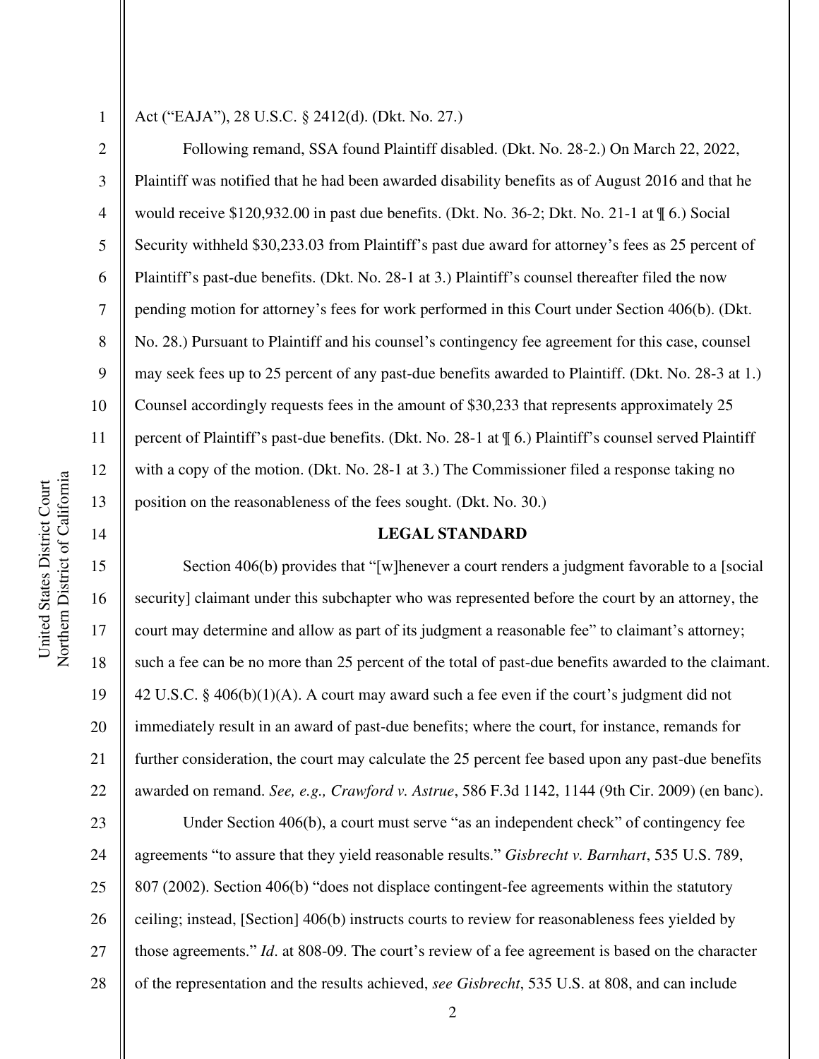Act ("EAJA"), 28 U.S.C. § 2412(d). (Dkt. No. 27.)

Following remand, SSA found Plaintiff disabled. (Dkt. No. 28-2.) On March 22, 2022, Plaintiff was notified that he had been awarded disability benefits as of August 2016 and that he would receive $120,932.00 in past due benefits. (Dkt. No. 36-2; Dkt. No. 21-1 at ¶ 6.) Social Security withheld $30,233.03 from Plaintiff's past due award for attorney's fees as 25 percent of Plaintiff's past-due benefits. (Dkt. No. 28-1 at 3.) Plaintiff's counsel thereafter filed the now pending motion for attorney's fees for work performed in this Court under Section 406(b). (Dkt. No. 28.) Pursuant to Plaintiff and his counsel's contingency fee agreement for this case, counsel may seek fees up to 25 percent of any past-due benefits awarded to Plaintiff. (Dkt. No. 28-3 at 1.) Counsel accordingly requests fees in the amount of $30,233 that represents approximately 25 percent of Plaintiff's past-due benefits. (Dkt. No. 28-1 at ¶ 6.) Plaintiff's counsel served Plaintiff with a copy of the motion. (Dkt. No. 28-1 at 3.) The Commissioner filed a response taking no position on the reasonableness of the fees sought. (Dkt. No. 30.)

## LEGAL STANDARD

Section 406(b) provides that "[w]henever a court renders a judgment favorable to a [social security] claimant under this subchapter who was represented before the court by an attorney, the court may determine and allow as part of its judgment a reasonable fee" to claimant's attorney; such a fee can be no more than 25 percent of the total of past-due benefits awarded to the claimant. 42 U.S.C. § 406(b)(1)(A). A court may award such a fee even if the court's judgment did not immediately result in an award of past-due benefits; where the court, for instance, remands for further consideration, the court may calculate the 25 percent fee based upon any past-due benefits awarded on remand. *See, e.g., Crawford v. Astrue*, 586 F.3d 1142, 1144 (9th Cir. 2009) (en banc).

Under Section 406(b), a court must serve "as an independent check" of contingency fee agreements "to assure that they yield reasonable results." *Gisbrecht v. Barnhart*, 535 U.S. 789, 807 (2002). Section 406(b) "does not displace contingent-fee agreements within the statutory ceiling; instead, [Section] 406(b) instructs courts to review for reasonableness fees yielded by those agreements." *Id*. at 808-09. The court's review of a fee agreement is based on the character of the representation and the results achieved, *see Gisbrecht*, 535 U.S. at 808, and can include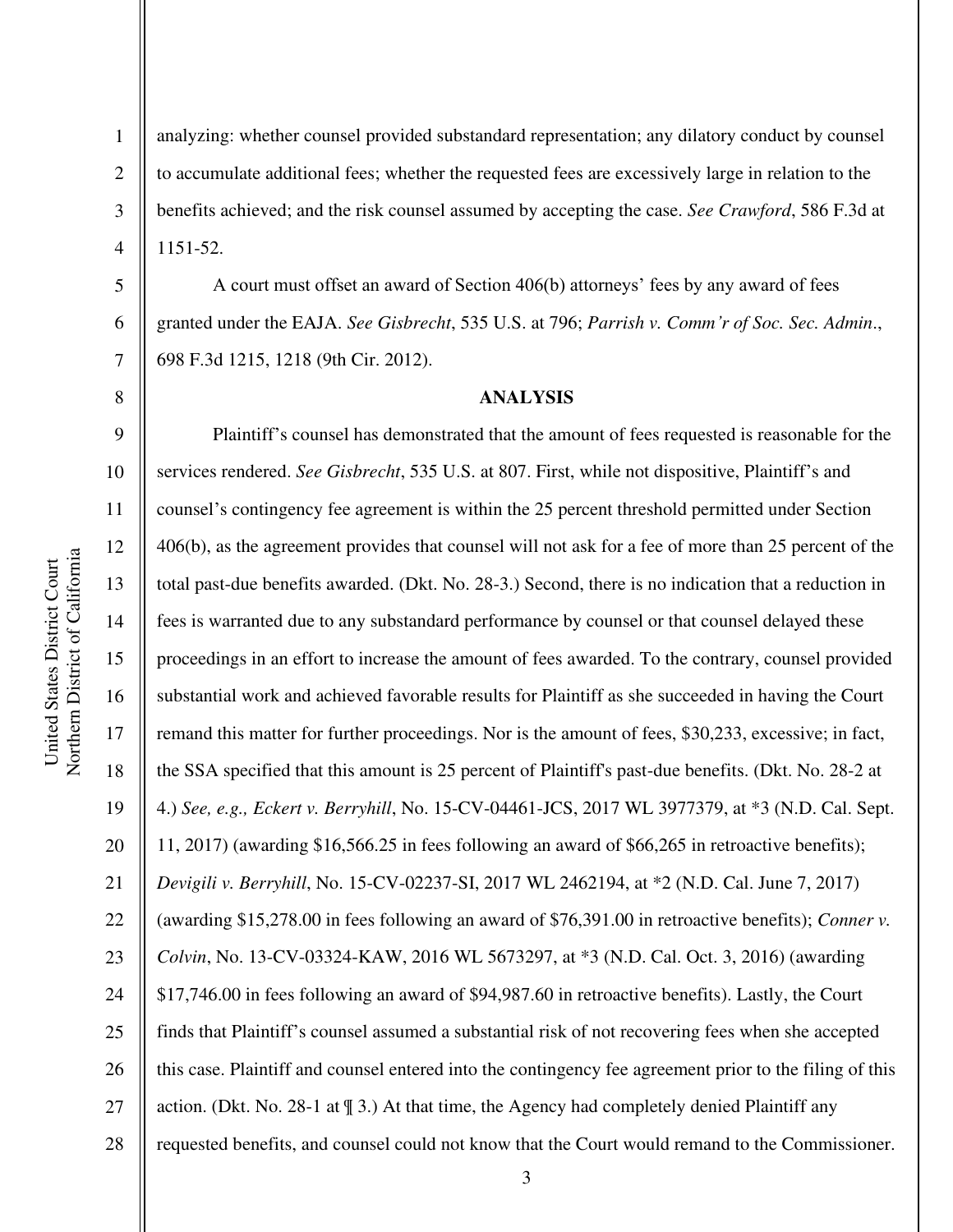analyzing: whether counsel provided substandard representation; any dilatory conduct by counsel to accumulate additional fees; whether the requested fees are excessively large in relation to the benefits achieved; and the risk counsel assumed by accepting the case. *See Crawford*, 586 F.3d at 1151-52.

A court must offset an award of Section 406(b) attorneys' fees by any award of fees granted under the EAJA. *See Gisbrecht*, 535 U.S. at 796; *Parrish v. Comm'r of Soc. Sec. Admin*., 698 F.3d 1215, 1218 (9th Cir. 2012).

**ANALYSIS**

Plaintiff's counsel has demonstrated that the amount of fees requested is reasonable for the services rendered. *See Gisbrecht*, 535 U.S. at 807. First, while not dispositive, Plaintiff's and counsel's contingency fee agreement is within the 25 percent threshold permitted under Section 406(b), as the agreement provides that counsel will not ask for a fee of more than 25 percent of the total past-due benefits awarded. (Dkt. No. 28-3.) Second, there is no indication that a reduction in fees is warranted due to any substandard performance by counsel or that counsel delayed these proceedings in an effort to increase the amount of fees awarded. To the contrary, counsel provided substantial work and achieved favorable results for Plaintiff as she succeeded in having the Court remand this matter for further proceedings. Nor is the amount of fees, $30,233, excessive; in fact, the SSA specified that this amount is 25 percent of Plaintiff's past-due benefits. (Dkt. No. 28-2 at 4.) *See, e.g., Eckert v. Berryhill*, No. 15-CV-04461-JCS, 2017 WL 3977379, at *3 (N.D. Cal. Sept. 11, 2017) (awarding $16,566.25 in fees following an award of $66,265 in retroactive benefits); *Devigili v. Berryhill*, No. 15-CV-02237-SI, 2017 WL 2462194, at *2 (N.D. Cal. June 7, 2017) (awarding $15,278.00 in fees following an award of $76,391.00 in retroactive benefits); *Conner v. Colvin*, No. 13-CV-03324-KAW, 2016 WL 5673297, at *3 (N.D. Cal. Oct. 3, 2016) (awarding $17,746.00 in fees following an award of $94,987.60 in retroactive benefits). Lastly, the Court finds that Plaintiff's counsel assumed a substantial risk of not recovering fees when she accepted this case. Plaintiff and counsel entered into the contingency fee agreement prior to the filing of this action. (Dkt. No. 28-1 at ¶ 3.) At that time, the Agency had completely denied Plaintiff any requested benefits, and counsel could not know that the Court would remand to the Commissioner.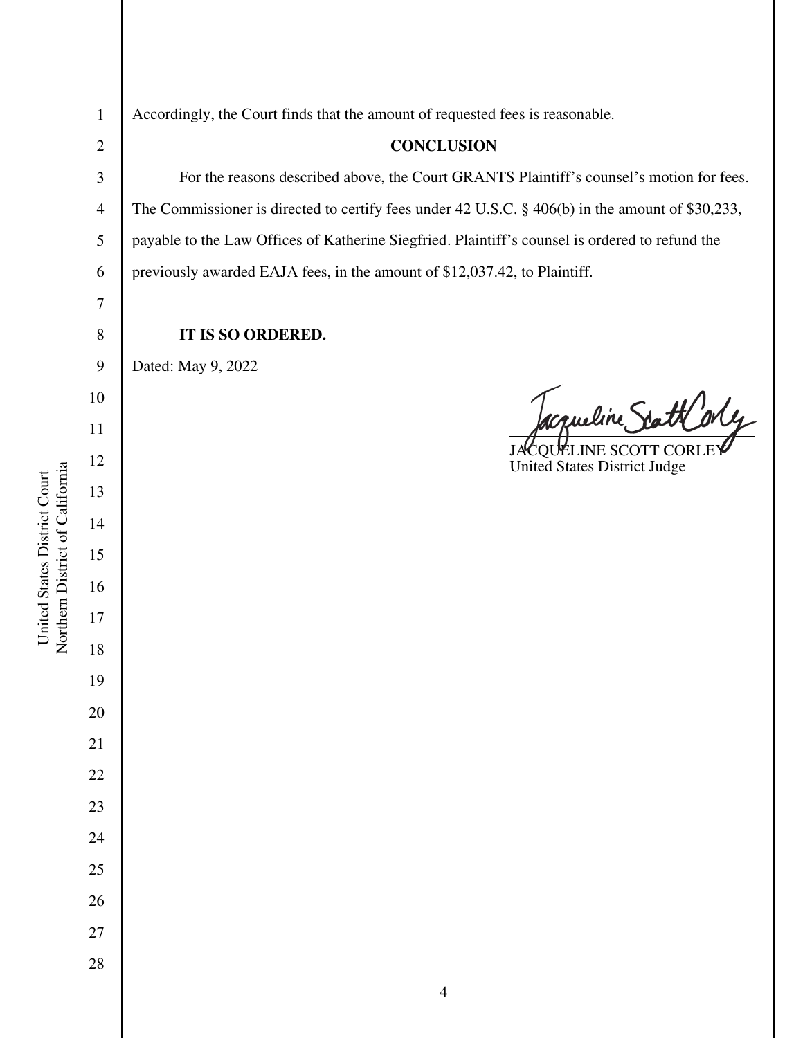Accordingly, the Court finds that the amount of requested fees is reasonable.

## CONCLUSION

For the reasons described above, the Court GRANTS Plaintiff's counsel's motion for fees. The Commissioner is directed to certify fees under 42 U.S.C. § 406(b) in the amount of $30,233, payable to the Law Offices of Katherine Siegfried. Plaintiff's counsel is ordered to refund the previously awarded EAJA fees, in the amount of $12,037.42, to Plaintiff.

**IT IS SO ORDERED.**

Dated: May 9, 2022

JACQUELINE SCOTT CORLEY
United States District Judge